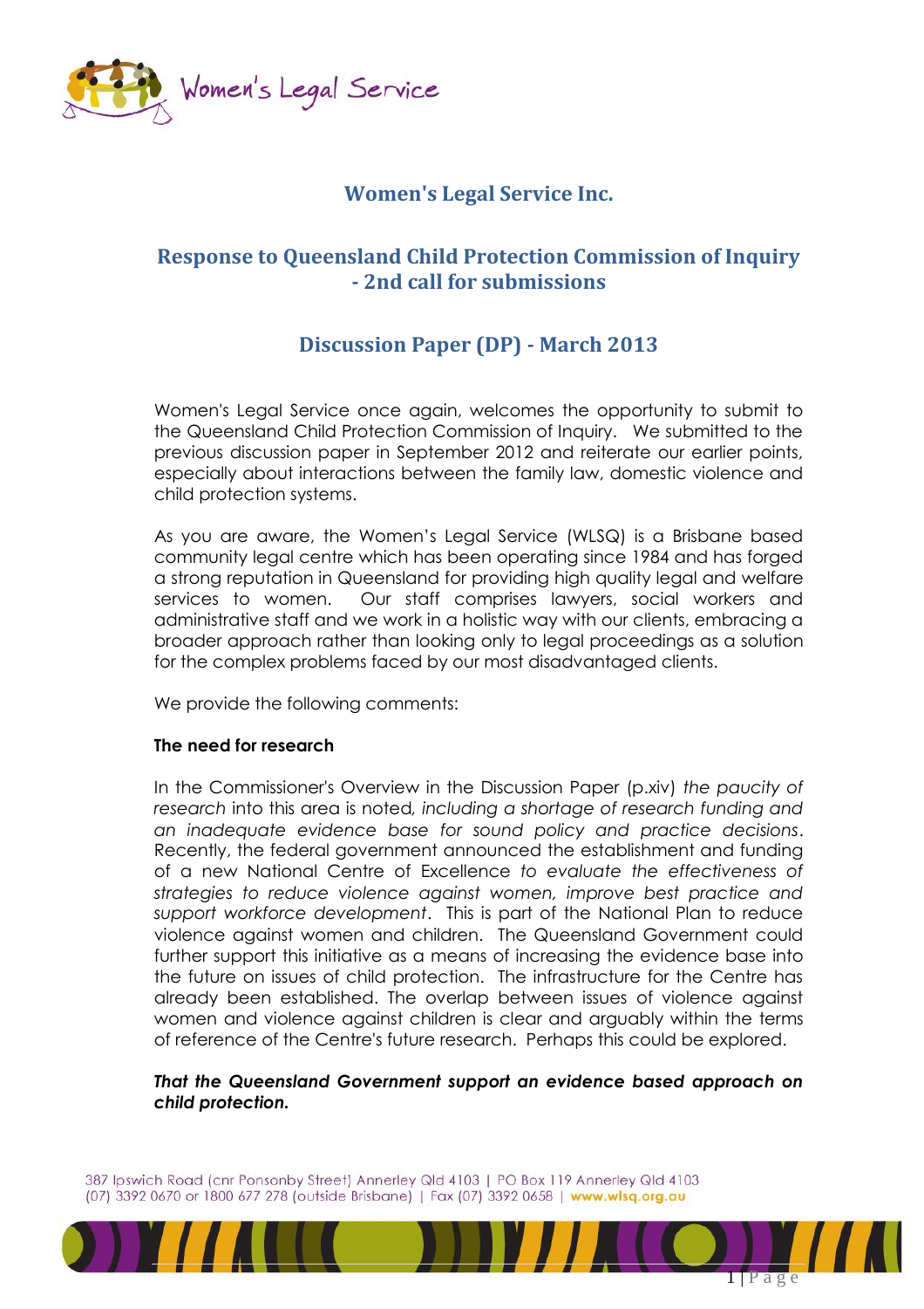Women's Legal Service

# Women's Legal Service Inc.

## Response to Queensland Child Protection Commission of Inquiry - 2nd call for submissions

## Discussion Paper (DP) - March 2013

Women's Legal Service once again, welcomes the opportunity to submit to the Queensland Child Protection Commission of Inquiry. We submitted to the previous discussion paper in September 2012 and reiterate our earlier points, especially about interactions between the family law, domestic violence and child protection systems.

As you are aware, the Women's Legal Service (WLSQ) is a Brisbane based community legal centre which has been operating since 1984 and has forged a strong reputation in Queensland for providing high quality legal and welfare services to women. Our staff comprises lawyers, social workers and administrative staff and we work in a holistic way with our clients, embracing a broader approach rather than looking only to legal proceedings as a solution for the complex problems faced by our most disadvantaged clients.

We provide the following comments:

**The need for research**

In the Commissioner's Overview in the Discussion Paper (p.xiv) *the paucity of research* into this area is noted*, including a shortage of research funding and an inadequate evidence base for sound policy and practice decisions*. Recently, the federal government announced the establishment and funding of a new National Centre of Excellence *to evaluate the effectiveness of strategies to reduce violence against women, improve best practice and support workforce development*. This is part of the National Plan to reduce violence against women and children. The Queensland Government could further support this initiative as a means of increasing the evidence base into the future on issues of child protection. The infrastructure for the Centre has already been established. The overlap between issues of violence against women and violence against children is clear and arguably within the terms of reference of the Centre's future research. Perhaps this could be explored.

***That the Queensland Government support an evidence based approach on child protection.***

387 Ipswich Road (cnr Ponsonby Street) Annerley Qld 4103 | PO Box 119 Annerley Qld 4103
(07) 3392 0670 or 1800 677 278 (outside Brisbane) | Fax (07) 3392 0658 | www.wlsq.org.au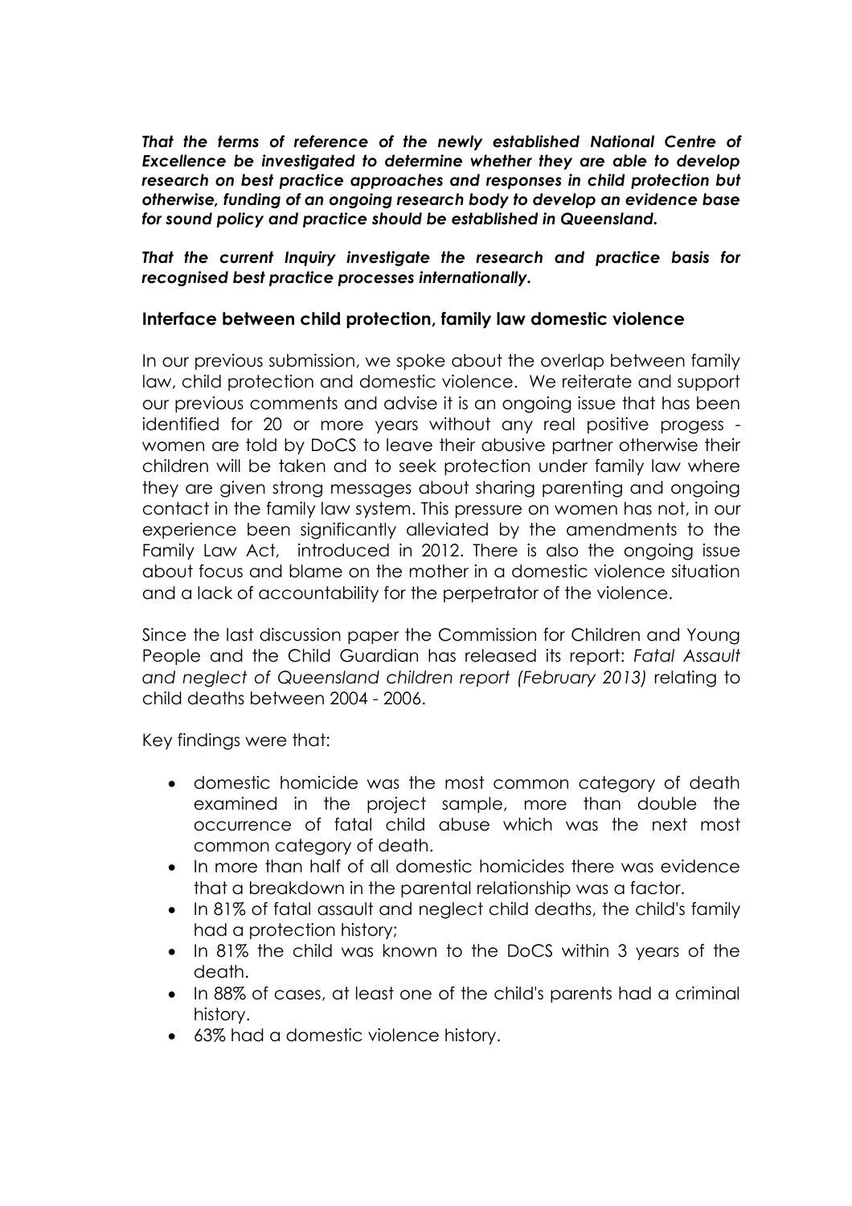***That the terms of reference of the newly established National Centre of Excellence be investigated to determine whether they are able to develop research on best practice approaches and responses in child protection but otherwise, funding of an ongoing research body to develop an evidence base for sound policy and practice should be established in Queensland.***

***That the current Inquiry investigate the research and practice basis for recognised best practice processes internationally.***

**Interface between child protection, family law domestic violence**

In our previous submission, we spoke about the overlap between family law, child protection and domestic violence. We reiterate and support our previous comments and advise it is an ongoing issue that has been identified for 20 or more years without any real positive progess - women are told by DoCS to leave their abusive partner otherwise their children will be taken and to seek protection under family law where they are given strong messages about sharing parenting and ongoing contact in the family law system. This pressure on women has not, in our experience been significantly alleviated by the amendments to the Family Law Act, introduced in 2012. There is also the ongoing issue about focus and blame on the mother in a domestic violence situation and a lack of accountability for the perpetrator of the violence.

Since the last discussion paper the Commission for Children and Young People and the Child Guardian has released its report: *Fatal Assault and neglect of Queensland children report (February 2013)* relating to child deaths between 2004 - 2006.

Key findings were that:

- domestic homicide was the most common category of death examined in the project sample, more than double the occurrence of fatal child abuse which was the next most common category of death.
- In more than half of all domestic homicides there was evidence that a breakdown in the parental relationship was a factor.
- In 81% of fatal assault and neglect child deaths, the child's family had a protection history;
- In 81% the child was known to the DoCS within 3 years of the death.
- In 88% of cases, at least one of the child's parents had a criminal history.
- 63% had a domestic violence history.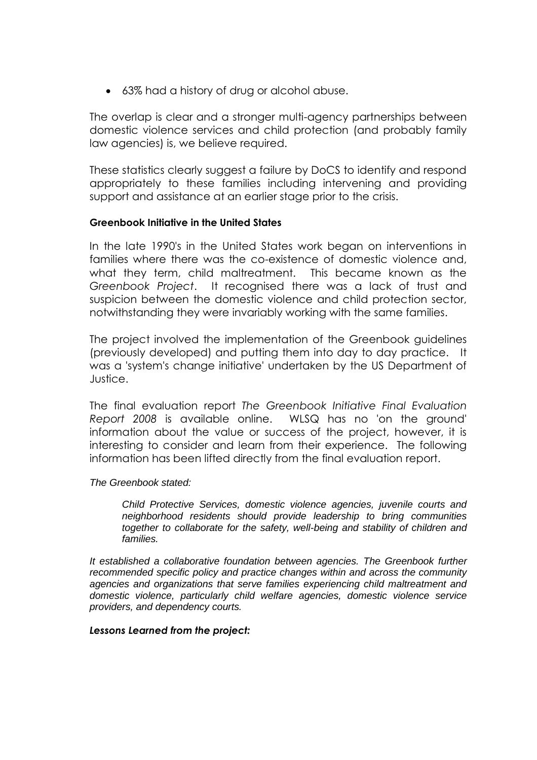- 63% had a history of drug or alcohol abuse.

The overlap is clear and a stronger multi-agency partnerships between domestic violence services and child protection (and probably family law agencies) is, we believe required.

These statistics clearly suggest a failure by DoCS to identify and respond appropriately to these families including intervening and providing support and assistance at an earlier stage prior to the crisis.

**Greenbook Initiative in the United States**

In the late 1990's in the United States work began on interventions in families where there was the co-existence of domestic violence and, what they term, child maltreatment. This became known as the *Greenbook Project*. It recognised there was a lack of trust and suspicion between the domestic violence and child protection sector, notwithstanding they were invariably working with the same families.

The project involved the implementation of the Greenbook guidelines (previously developed) and putting them into day to day practice. It was a 'system's change initiative' undertaken by the US Department of Justice.

The final evaluation report *The Greenbook Initiative Final Evaluation Report 2008* is available online. WLSQ has no 'on the ground' information about the value or success of the project, however, it is interesting to consider and learn from their experience. The following information has been lifted directly from the final evaluation report.

*The Greenbook stated:*

> *Child Protective Services, domestic violence agencies, juvenile courts and neighborhood residents should provide leadership to bring communities together to collaborate for the safety, well-being and stability of children and families.*

*It established a collaborative foundation between agencies. The Greenbook further recommended specific policy and practice changes within and across the community agencies and organizations that serve families experiencing child maltreatment and domestic violence, particularly child welfare agencies, domestic violence service providers, and dependency courts.*

***Lessons Learned from the project:***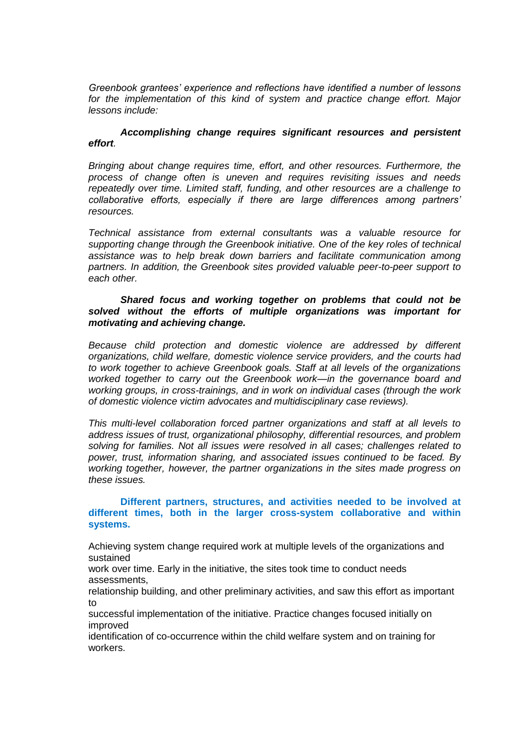*Greenbook grantees' experience and reflections have identified a number of lessons for the implementation of this kind of system and practice change effort. Major lessons include:*

***Accomplishing change requires significant resources and persistent effort**.*

*Bringing about change requires time, effort, and other resources. Furthermore, the process of change often is uneven and requires revisiting issues and needs repeatedly over time. Limited staff, funding, and other resources are a challenge to collaborative efforts, especially if there are large differences among partners' resources.*

*Technical assistance from external consultants was a valuable resource for supporting change through the Greenbook initiative. One of the key roles of technical assistance was to help break down barriers and facilitate communication among partners. In addition, the Greenbook sites provided valuable peer-to-peer support to each other.*

***Shared focus and working together on problems that could not be solved without the efforts of multiple organizations was important for motivating and achieving change.***

*Because child protection and domestic violence are addressed by different organizations, child welfare, domestic violence service providers, and the courts had to work together to achieve Greenbook goals. Staff at all levels of the organizations worked together to carry out the Greenbook work—in the governance board and working groups, in cross-trainings, and in work on individual cases (through the work of domestic violence victim advocates and multidisciplinary case reviews).*

*This multi-level collaboration forced partner organizations and staff at all levels to address issues of trust, organizational philosophy, differential resources, and problem solving for families. Not all issues were resolved in all cases; challenges related to power, trust, information sharing, and associated issues continued to be faced. By working together, however, the partner organizations in the sites made progress on these issues.*

**Different partners, structures, and activities needed to be involved at different times, both in the larger cross-system collaborative and within systems.**

Achieving system change required work at multiple levels of the organizations and sustained work over time. Early in the initiative, the sites took time to conduct needs assessments, relationship building, and other preliminary activities, and saw this effort as important to successful implementation of the initiative. Practice changes focused initially on improved identification of co-occurrence within the child welfare system and on training for workers.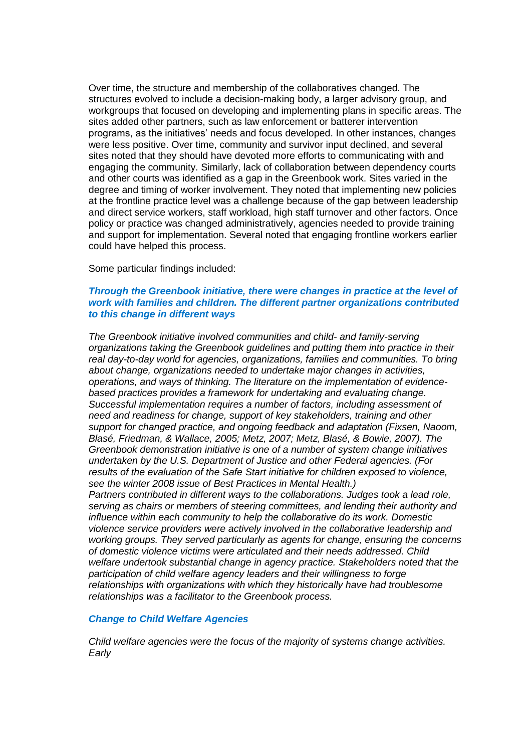Over time, the structure and membership of the collaboratives changed. The structures evolved to include a decision-making body, a larger advisory group, and workgroups that focused on developing and implementing plans in specific areas. The sites added other partners, such as law enforcement or batterer intervention programs, as the initiatives' needs and focus developed. In other instances, changes were less positive. Over time, community and survivor input declined, and several sites noted that they should have devoted more efforts to communicating with and engaging the community. Similarly, lack of collaboration between dependency courts and other courts was identified as a gap in the Greenbook work. Sites varied in the degree and timing of worker involvement. They noted that implementing new policies at the frontline practice level was a challenge because of the gap between leadership and direct service workers, staff workload, high staff turnover and other factors. Once policy or practice was changed administratively, agencies needed to provide training and support for implementation. Several noted that engaging frontline workers earlier could have helped this process.

Some particular findings included:

### *Through the Greenbook initiative, there were changes in practice at the level of work with families and children. The different partner organizations contributed to this change in different ways*

*The Greenbook initiative involved communities and child- and family-serving organizations taking the Greenbook guidelines and putting them into practice in their real day-to-day world for agencies, organizations, families and communities. To bring about change, organizations needed to undertake major changes in activities, operations, and ways of thinking. The literature on the implementation of evidence-based practices provides a framework for undertaking and evaluating change. Successful implementation requires a number of factors, including assessment of need and readiness for change, support of key stakeholders, training and other support for changed practice, and ongoing feedback and adaptation (Fixsen, Naoom, Blasé, Friedman, & Wallace, 2005; Metz, 2007; Metz, Blasé, & Bowie, 2007). The Greenbook demonstration initiative is one of a number of system change initiatives undertaken by the U.S. Department of Justice and other Federal agencies. (For results of the evaluation of the Safe Start initiative for children exposed to violence, see the winter 2008 issue of Best Practices in Mental Health.)*

*Partners contributed in different ways to the collaborations. Judges took a lead role, serving as chairs or members of steering committees, and lending their authority and influence within each community to help the collaborative do its work. Domestic violence service providers were actively involved in the collaborative leadership and working groups. They served particularly as agents for change, ensuring the concerns of domestic violence victims were articulated and their needs addressed. Child welfare undertook substantial change in agency practice. Stakeholders noted that the participation of child welfare agency leaders and their willingness to forge relationships with organizations with which they historically have had troublesome relationships was a facilitator to the Greenbook process.*

### *Change to Child Welfare Agencies*

*Child welfare agencies were the focus of the majority of systems change activities. Early*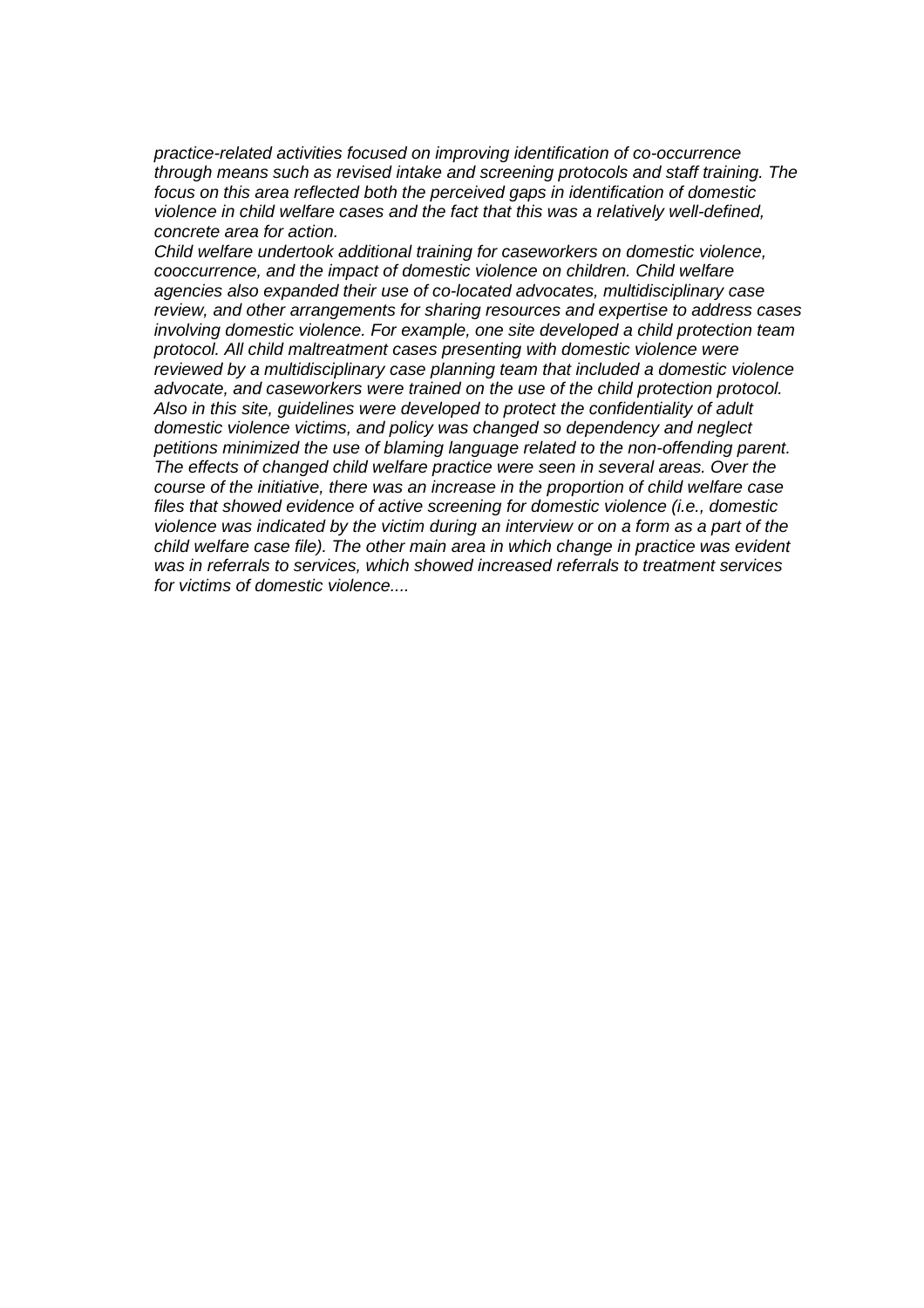*practice-related activities focused on improving identification of co-occurrence through means such as revised intake and screening protocols and staff training. The focus on this area reflected both the perceived gaps in identification of domestic violence in child welfare cases and the fact that this was a relatively well-defined, concrete area for action.*

*Child welfare undertook additional training for caseworkers on domestic violence, cooccurrence, and the impact of domestic violence on children. Child welfare agencies also expanded their use of co-located advocates, multidisciplinary case review, and other arrangements for sharing resources and expertise to address cases involving domestic violence. For example, one site developed a child protection team protocol. All child maltreatment cases presenting with domestic violence were reviewed by a multidisciplinary case planning team that included a domestic violence advocate, and caseworkers were trained on the use of the child protection protocol. Also in this site, guidelines were developed to protect the confidentiality of adult domestic violence victims, and policy was changed so dependency and neglect petitions minimized the use of blaming language related to the non-offending parent. The effects of changed child welfare practice were seen in several areas. Over the course of the initiative, there was an increase in the proportion of child welfare case files that showed evidence of active screening for domestic violence (i.e., domestic violence was indicated by the victim during an interview or on a form as a part of the child welfare case file). The other main area in which change in practice was evident was in referrals to services, which showed increased referrals to treatment services for victims of domestic violence....*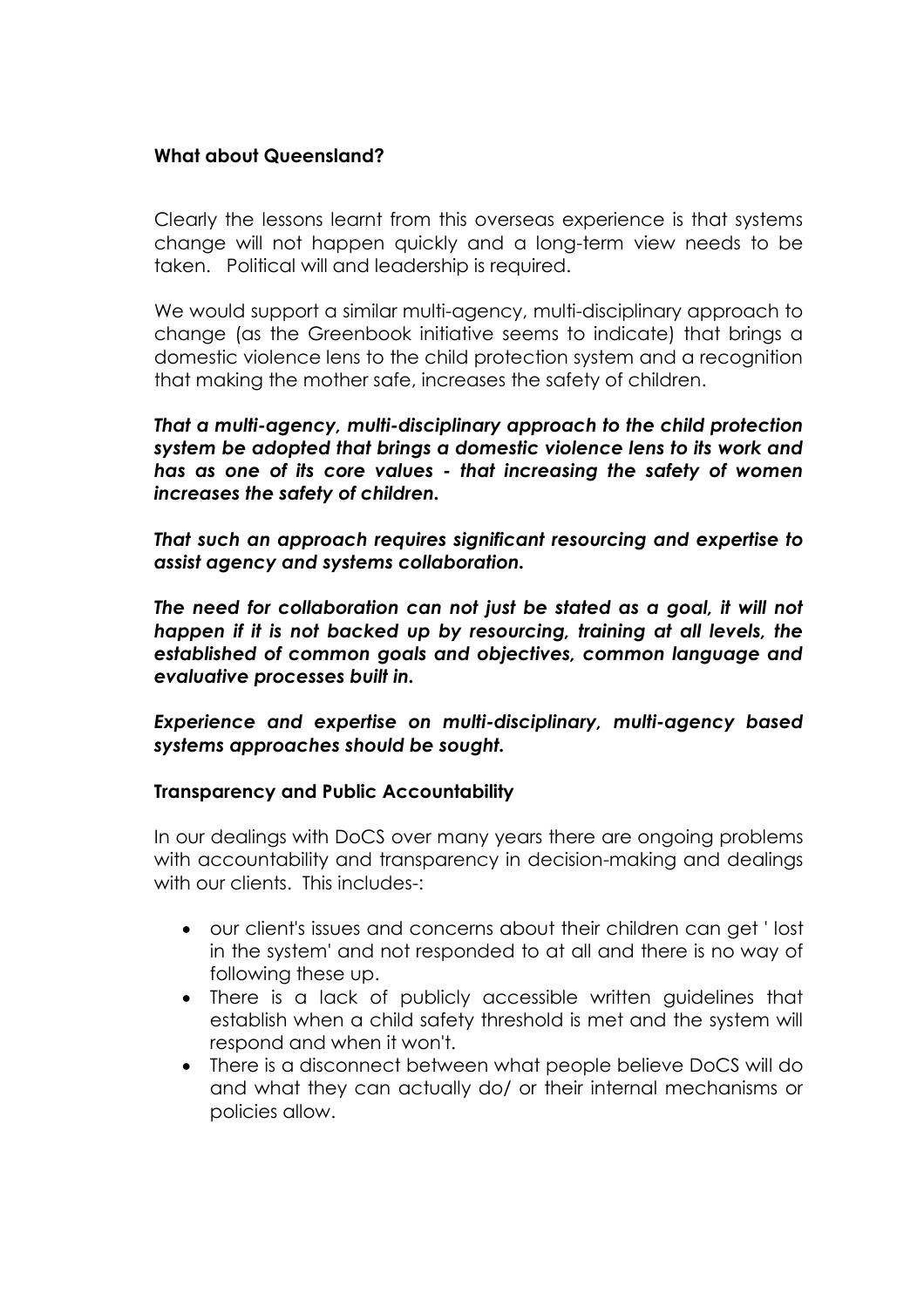**What about Queensland?**

Clearly the lessons learnt from this overseas experience is that systems change will not happen quickly and a long-term view needs to be taken. Political will and leadership is required.

We would support a similar multi-agency, multi-disciplinary approach to change (as the Greenbook initiative seems to indicate) that brings a domestic violence lens to the child protection system and a recognition that making the mother safe, increases the safety of children.

***That a multi-agency, multi-disciplinary approach to the child protection system be adopted that brings a domestic violence lens to its work and has as one of its core values - that increasing the safety of women increases the safety of children.***

***That such an approach requires significant resourcing and expertise to assist agency and systems collaboration.***

***The need for collaboration can not just be stated as a goal, it will not happen if it is not backed up by resourcing, training at all levels, the established of common goals and objectives, common language and evaluative processes built in.***

***Experience and expertise on multi-disciplinary, multi-agency based systems approaches should be sought.***

**Transparency and Public Accountability**

In our dealings with DoCS over many years there are ongoing problems with accountability and transparency in decision-making and dealings with our clients. This includes-:

- our client's issues and concerns about their children can get ' lost in the system' and not responded to at all and there is no way of following these up.
- There is a lack of publicly accessible written guidelines that establish when a child safety threshold is met and the system will respond and when it won't.
- There is a disconnect between what people believe DoCS will do and what they can actually do/ or their internal mechanisms or policies allow.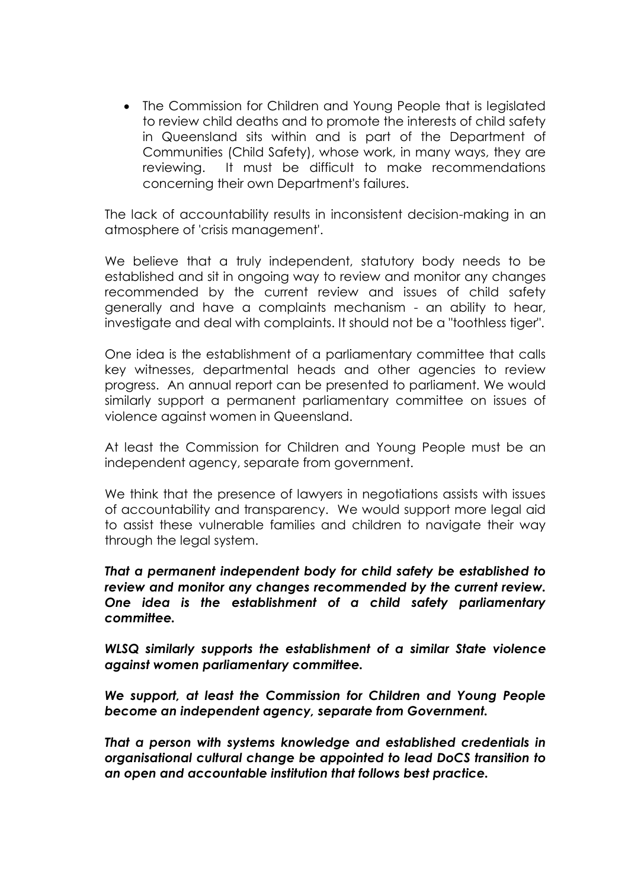- The Commission for Children and Young People that is legislated to review child deaths and to promote the interests of child safety in Queensland sits within and is part of the Department of Communities (Child Safety), whose work, in many ways, they are reviewing. It must be difficult to make recommendations concerning their own Department's failures.

The lack of accountability results in inconsistent decision-making in an atmosphere of 'crisis management'.

We believe that a truly independent, statutory body needs to be established and sit in ongoing way to review and monitor any changes recommended by the current review and issues of child safety generally and have a complaints mechanism - an ability to hear, investigate and deal with complaints. It should not be a "toothless tiger".

One idea is the establishment of a parliamentary committee that calls key witnesses, departmental heads and other agencies to review progress. An annual report can be presented to parliament. We would similarly support a permanent parliamentary committee on issues of violence against women in Queensland.

At least the Commission for Children and Young People must be an independent agency, separate from government.

We think that the presence of lawyers in negotiations assists with issues of accountability and transparency. We would support more legal aid to assist these vulnerable families and children to navigate their way through the legal system.

***That a permanent independent body for child safety be established to review and monitor any changes recommended by the current review. One idea is the establishment of a child safety parliamentary committee.***

***WLSQ similarly supports the establishment of a similar State violence against women parliamentary committee.***

***We support, at least the Commission for Children and Young People become an independent agency, separate from Government.***

***That a person with systems knowledge and established credentials in organisational cultural change be appointed to lead DoCS transition to an open and accountable institution that follows best practice.***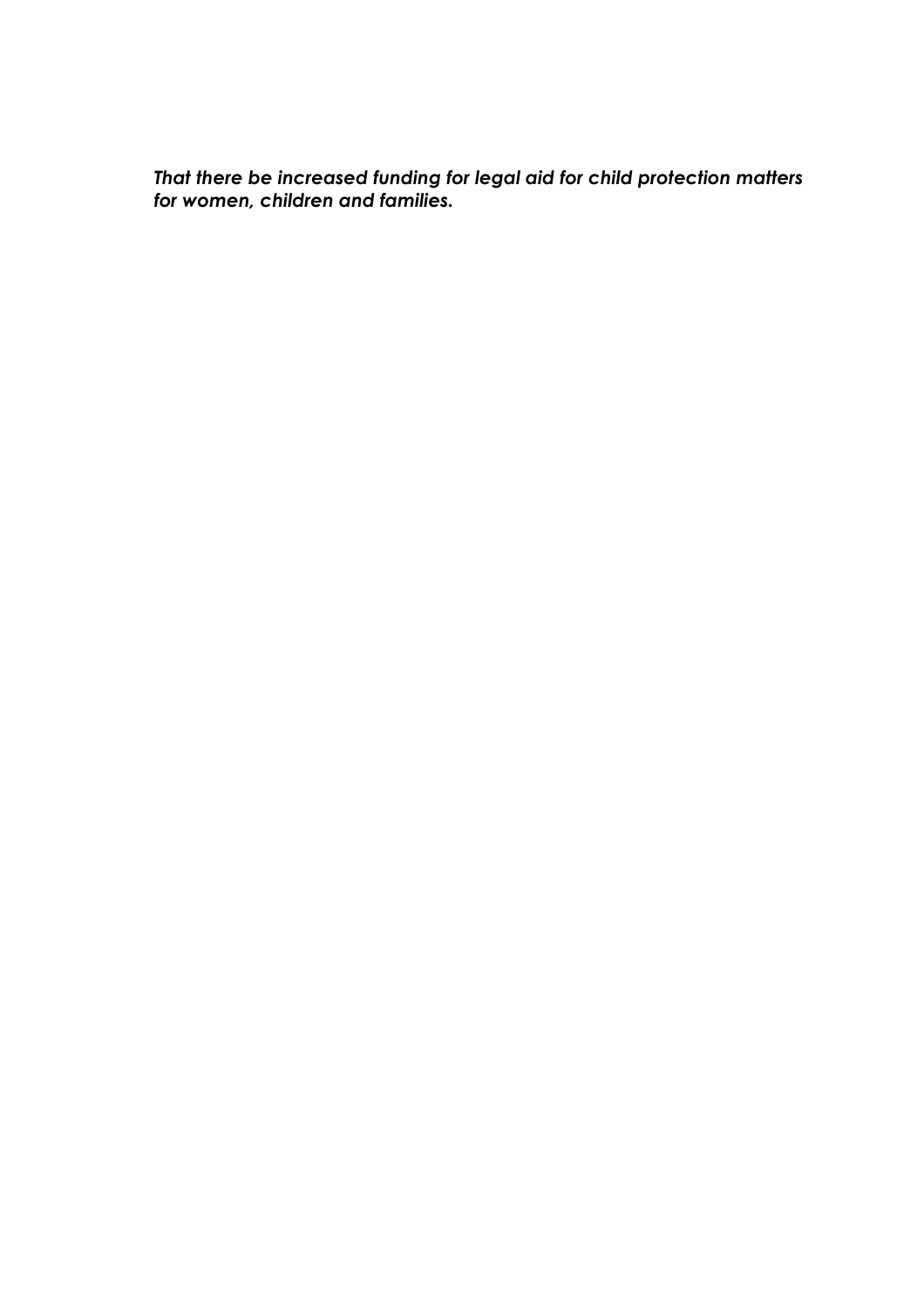***That there be increased funding for legal aid for child protection matters for women, children and families.***